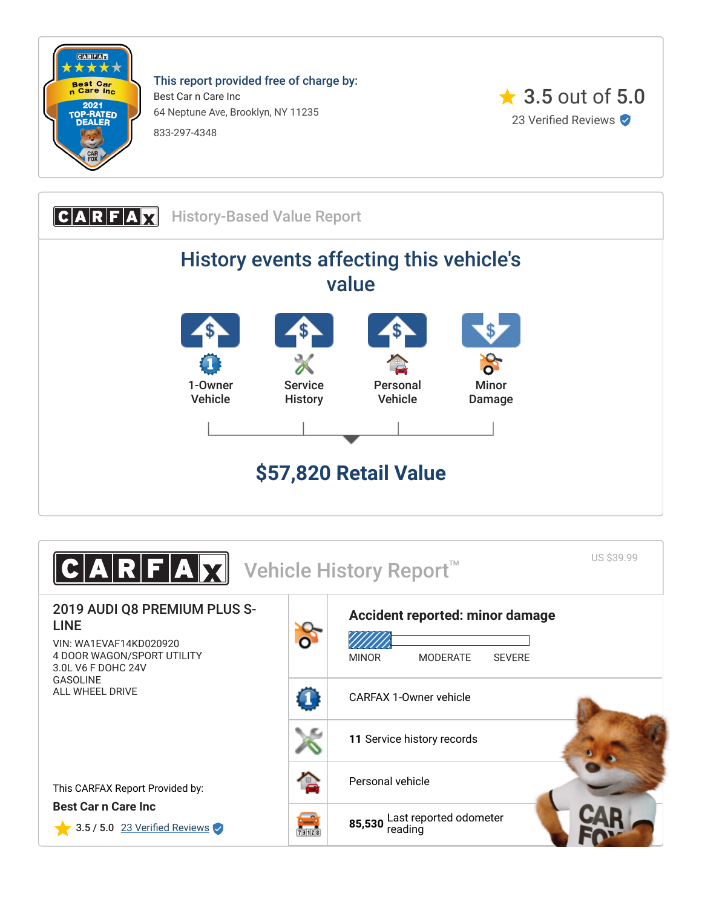**This report provided free of charge by:**

Best Car n Care Inc

64 Neptune Ave, Brooklyn, NY 11235

833-297-4348

★ 3.5 out of 5.0

23 Verified Reviews

## CARFAX History-Based Value Report

## History events affecting this vehicle's value

- 1-Owner Vehicle
- Service History
- Personal Vehicle
- Minor Damage

## $57,820 Retail Value

## CARFAX Vehicle History Report™

US $39.99

### 2019 AUDI Q8 PREMIUM PLUS S-LINE

VIN: WA1EVAF14KD020920
4 DOOR WAGON/SPORT UTILITY
3.0L V6 F DOHC 24V
GASOLINE
ALL WHEEL DRIVE

**Accident reported: minor damage**

MINOR MODERATE SEVERE

CARFAX 1-Owner vehicle

**11** Service history records

Personal vehicle

**85,530** Last reported odometer reading

This CARFAX Report Provided by:

**Best Car n Care Inc**

★ 3.5 / 5.0 23 Verified Reviews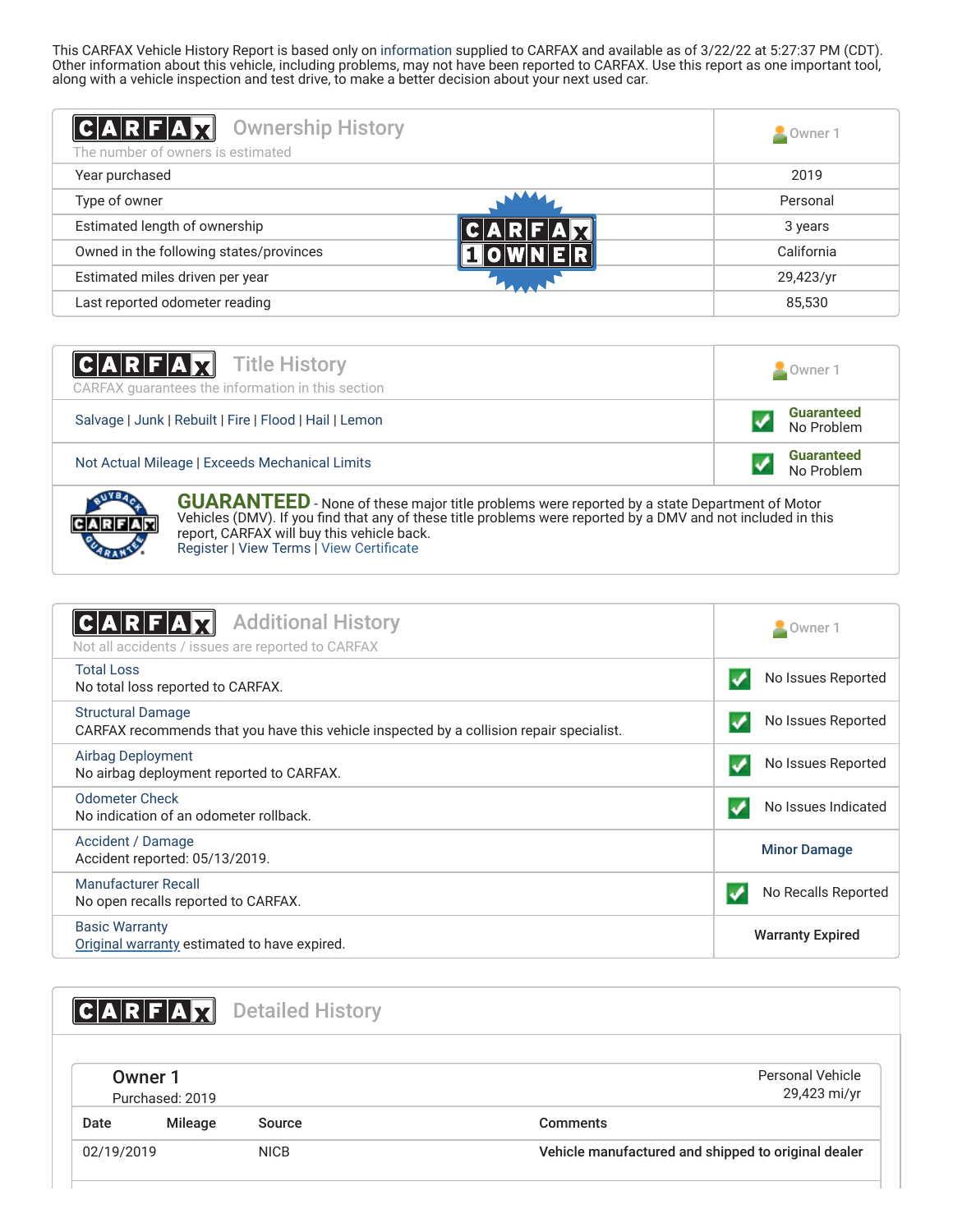This CARFAX Vehicle History Report is based only on information supplied to CARFAX and available as of 3/22/22 at 5:27:37 PM (CDT). Other information about this vehicle, including problems, may not have been reported to CARFAX. Use this report as one important tool, along with a vehicle inspection and test drive, to make a better decision about your next used car.

## CARFAX Ownership History

The number of owners is estimated

CARFAX 1 OWNER

| | Owner 1 |
|---|---|
| Year purchased | 2019 |
| Type of owner | Personal |
| Estimated length of ownership | 3 years |
| Owned in the following states/provinces | California |
| Estimated miles driven per year | 29,423/yr |
| Last reported odometer reading | 85,530 |

## CARFAX Title History

CARFAX guarantees the information in this section

| | Owner 1 |
|---|---|
| Salvage \| Junk \| Rebuilt \| Fire \| Flood \| Hail \| Lemon | Guaranteed No Problem |
| Not Actual Mileage \| Exceeds Mechanical Limits | Guaranteed No Problem |

**GUARANTEED** - None of these major title problems were reported by a state Department of Motor Vehicles (DMV). If you find that any of these title problems were reported by a DMV and not included in this report, CARFAX will buy this vehicle back.
Register | View Terms | View Certificate

## CARFAX Additional History

Not all accidents / issues are reported to CARFAX

| | Owner 1 |
|---|---|
| Total Loss<br>No total loss reported to CARFAX. | No Issues Reported |
| Structural Damage<br>CARFAX recommends that you have this vehicle inspected by a collision repair specialist. | No Issues Reported |
| Airbag Deployment<br>No airbag deployment reported to CARFAX. | No Issues Reported |
| Odometer Check<br>No indication of an odometer rollback. | No Issues Indicated |
| Accident / Damage<br>Accident reported: 05/13/2019. | Minor Damage |
| Manufacturer Recall<br>No open recalls reported to CARFAX. | No Recalls Reported |
| Basic Warranty<br>Original warranty estimated to have expired. | Warranty Expired |

## CARFAX Detailed History

**Owner 1**
Purchased: 2019

Personal Vehicle
29,423 mi/yr

| Date | Mileage | Source | Comments |
|---|---|---|---|
| 02/19/2019 | | NICB | **Vehicle manufactured and shipped to original dealer** |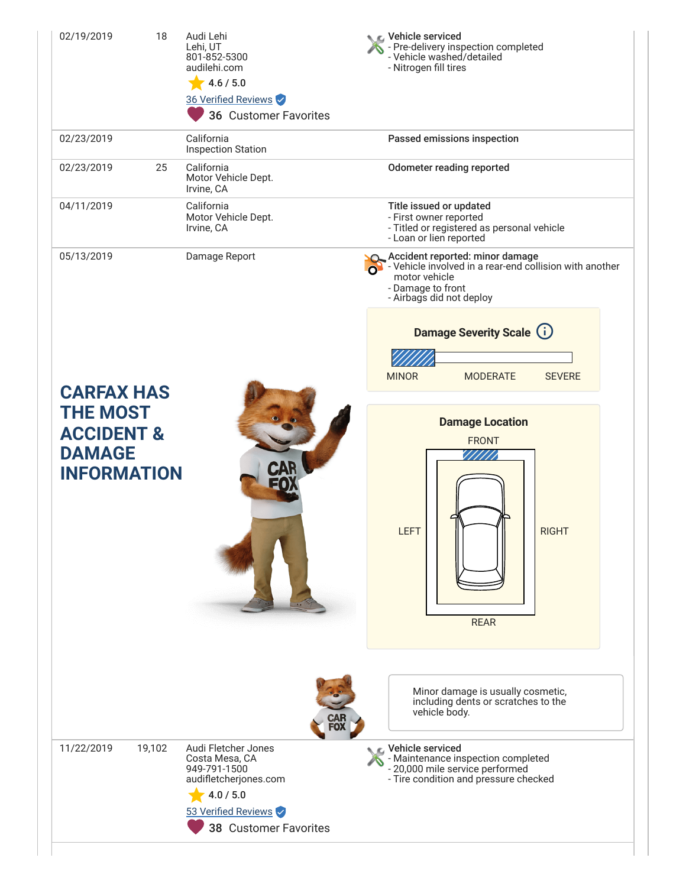| | | | |
|---|---|---|---|
| 02/19/2019 | 18 | Audi Lehi<br>Lehi, UT<br>801-852-5300<br>audilehi.com<br>4.6 / 5.0<br>36 Verified Reviews<br>36 Customer Favorites | **Vehicle serviced**<br>- Pre-delivery inspection completed<br>- Vehicle washed/detailed<br>- Nitrogen fill tires |
| 02/23/2019 | | California<br>Inspection Station | **Passed emissions inspection** |
| 02/23/2019 | 25 | California<br>Motor Vehicle Dept.<br>Irvine, CA | **Odometer reading reported** |
| 04/11/2019 | | California<br>Motor Vehicle Dept.<br>Irvine, CA | **Title issued or updated**<br>- First owner reported<br>- Titled or registered as personal vehicle<br>- Loan or lien reported |
| 05/13/2019 | | Damage Report | **Accident reported: minor damage**<br>- Vehicle involved in a rear-end collision with another motor vehicle<br>- Damage to front<br>- Airbags did not deploy |

**Damage Severity Scale**

MINOR MODERATE SEVERE

**CARFAX HAS THE MOST ACCIDENT & DAMAGE INFORMATION**

**Damage Location**

FRONT

LEFT RIGHT

REAR

Minor damage is usually cosmetic, including dents or scratches to the vehicle body.

| | | | |
|---|---|---|---|
| 11/22/2019 | 19,102 | Audi Fletcher Jones<br>Costa Mesa, CA<br>949-791-1500<br>audifletcherjones.com<br>4.0 / 5.0<br>53 Verified Reviews<br>38 Customer Favorites | **Vehicle serviced**<br>- Maintenance inspection completed<br>- 20,000 mile service performed<br>- Tire condition and pressure checked |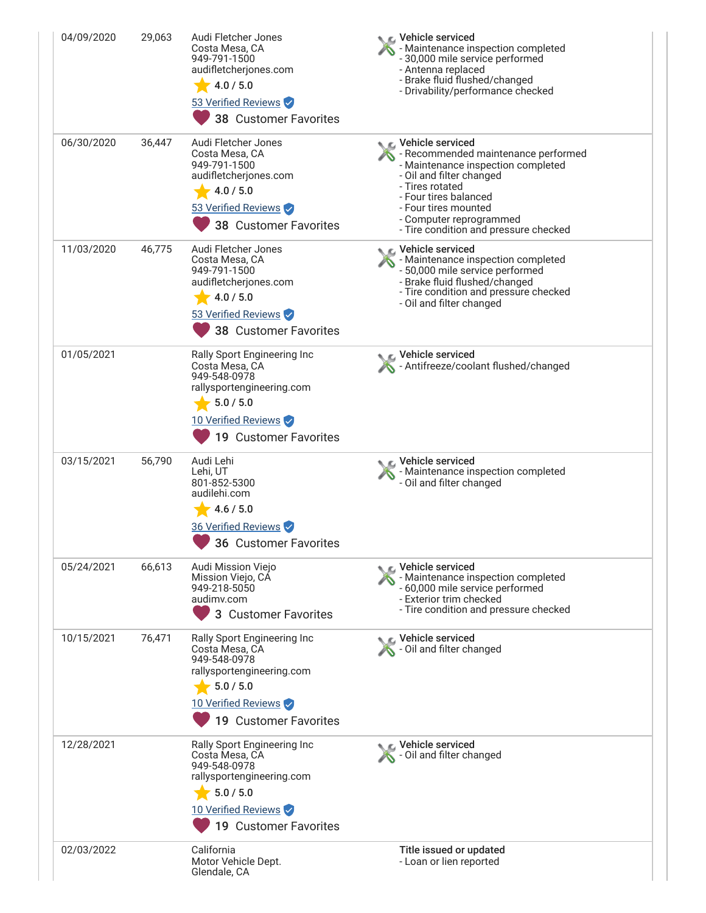| Date | Mileage | Source | Comments |
|---|---|---|---|
| 04/09/2020 | 29,063 | Audi Fletcher Jones<br>Costa Mesa, CA<br>949-791-1500<br>audifletcherjones.com<br>4.0 / 5.0<br>53 Verified Reviews<br>38 Customer Favorites | **Vehicle serviced**<br>- Maintenance inspection completed<br>- 30,000 mile service performed<br>- Antenna replaced<br>- Brake fluid flushed/changed<br>- Drivability/performance checked |
| 06/30/2020 | 36,447 | Audi Fletcher Jones<br>Costa Mesa, CA<br>949-791-1500<br>audifletcherjones.com<br>4.0 / 5.0<br>53 Verified Reviews<br>38 Customer Favorites | **Vehicle serviced**<br>- Recommended maintenance performed<br>- Maintenance inspection completed<br>- Oil and filter changed<br>- Tires rotated<br>- Four tires balanced<br>- Four tires mounted<br>- Computer reprogrammed<br>- Tire condition and pressure checked |
| 11/03/2020 | 46,775 | Audi Fletcher Jones<br>Costa Mesa, CA<br>949-791-1500<br>audifletcherjones.com<br>4.0 / 5.0<br>53 Verified Reviews<br>38 Customer Favorites | **Vehicle serviced**<br>- Maintenance inspection completed<br>- 50,000 mile service performed<br>- Brake fluid flushed/changed<br>- Tire condition and pressure checked<br>- Oil and filter changed |
| 01/05/2021 | | Rally Sport Engineering Inc<br>Costa Mesa, CA<br>949-548-0978<br>rallysportengineering.com<br>5.0 / 5.0<br>10 Verified Reviews<br>19 Customer Favorites | **Vehicle serviced**<br>- Antifreeze/coolant flushed/changed |
| 03/15/2021 | 56,790 | Audi Lehi<br>Lehi, UT<br>801-852-5300<br>audilehi.com<br>4.6 / 5.0<br>36 Verified Reviews<br>36 Customer Favorites | **Vehicle serviced**<br>- Maintenance inspection completed<br>- Oil and filter changed |
| 05/24/2021 | 66,613 | Audi Mission Viejo<br>Mission Viejo, CA<br>949-218-5050<br>audimv.com<br>3 Customer Favorites | **Vehicle serviced**<br>- Maintenance inspection completed<br>- 60,000 mile service performed<br>- Exterior trim checked<br>- Tire condition and pressure checked |
| 10/15/2021 | 76,471 | Rally Sport Engineering Inc<br>Costa Mesa, CA<br>949-548-0978<br>rallysportengineering.com<br>5.0 / 5.0<br>10 Verified Reviews<br>19 Customer Favorites | **Vehicle serviced**<br>- Oil and filter changed |
| 12/28/2021 | | Rally Sport Engineering Inc<br>Costa Mesa, CA<br>949-548-0978<br>rallysportengineering.com<br>5.0 / 5.0<br>10 Verified Reviews<br>19 Customer Favorites | **Vehicle serviced**<br>- Oil and filter changed |
| 02/03/2022 | | California<br>Motor Vehicle Dept.<br>Glendale, CA | **Title issued or updated**<br>- Loan or lien reported |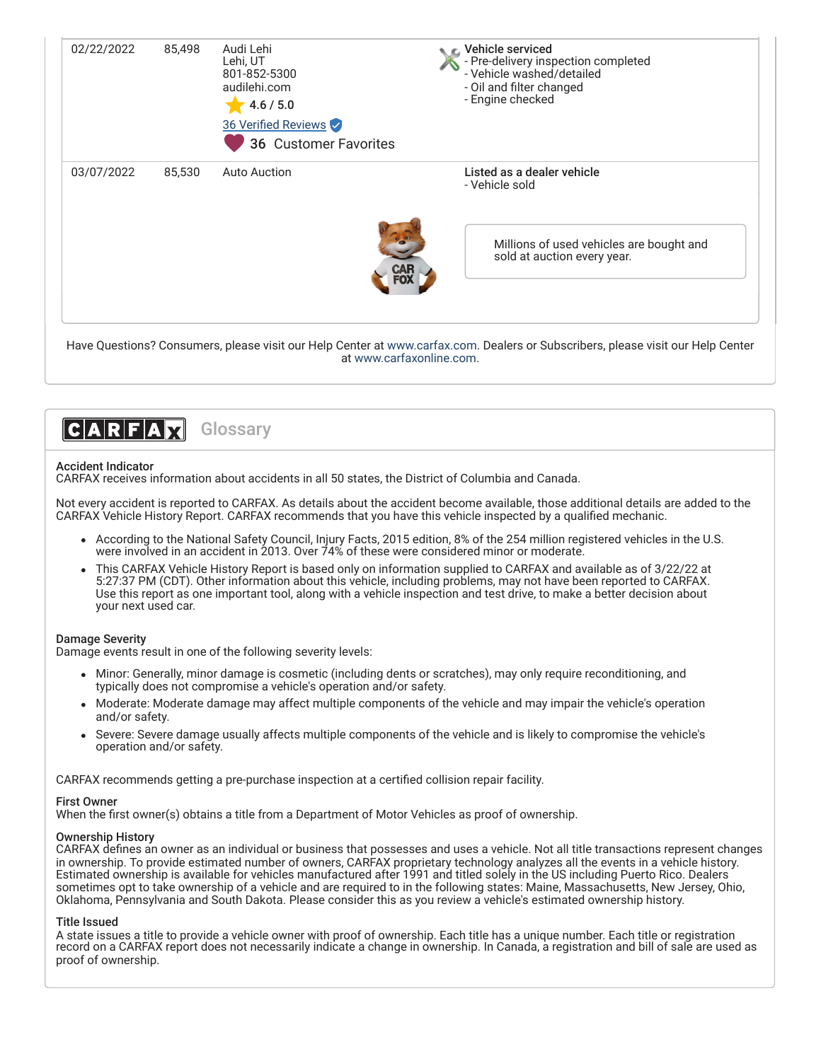| Date | Mileage | Source | Comments |
|---|---|---|---|
| 02/22/2022 | 85,498 | Audi Lehi<br>Lehi, UT<br>801-852-5300<br>audilehi.com<br>4.6 / 5.0<br>36 Verified Reviews<br>36 Customer Favorites | **Vehicle serviced**<br>- Pre-delivery inspection completed<br>- Vehicle washed/detailed<br>- Oil and filter changed<br>- Engine checked |
| 03/07/2022 | 85,530 | Auto Auction | **Listed as a dealer vehicle**<br>- Vehicle sold<br><br>Millions of used vehicles are bought and sold at auction every year. |

Have Questions? Consumers, please visit our Help Center at www.carfax.com. Dealers or Subscribers, please visit our Help Center at www.carfaxonline.com.

## CARFAX Glossary

**Accident Indicator**
CARFAX receives information about accidents in all 50 states, the District of Columbia and Canada.

Not every accident is reported to CARFAX. As details about the accident become available, those additional details are added to the CARFAX Vehicle History Report. CARFAX recommends that you have this vehicle inspected by a qualified mechanic.

- According to the National Safety Council, Injury Facts, 2015 edition, 8% of the 254 million registered vehicles in the U.S. were involved in an accident in 2013. Over 74% of these were considered minor or moderate.
- This CARFAX Vehicle History Report is based only on information supplied to CARFAX and available as of 3/22/22 at 5:27:37 PM (CDT). Other information about this vehicle, including problems, may not have been reported to CARFAX. Use this report as one important tool, along with a vehicle inspection and test drive, to make a better decision about your next used car.

**Damage Severity**
Damage events result in one of the following severity levels:

- Minor: Generally, minor damage is cosmetic (including dents or scratches), may only require reconditioning, and typically does not compromise a vehicle's operation and/or safety.
- Moderate: Moderate damage may affect multiple components of the vehicle and may impair the vehicle's operation and/or safety.
- Severe: Severe damage usually affects multiple components of the vehicle and is likely to compromise the vehicle's operation and/or safety.

CARFAX recommends getting a pre-purchase inspection at a certified collision repair facility.

**First Owner**
When the first owner(s) obtains a title from a Department of Motor Vehicles as proof of ownership.

**Ownership History**
CARFAX defines an owner as an individual or business that possesses and uses a vehicle. Not all title transactions represent changes in ownership. To provide estimated number of owners, CARFAX proprietary technology analyzes all the events in a vehicle history. Estimated ownership is available for vehicles manufactured after 1991 and titled solely in the US including Puerto Rico. Dealers sometimes opt to take ownership of a vehicle and are required to in the following states: Maine, Massachusetts, New Jersey, Ohio, Oklahoma, Pennsylvania and South Dakota. Please consider this as you review a vehicle's estimated ownership history.

**Title Issued**
A state issues a title to provide a vehicle owner with proof of ownership. Each title has a unique number. Each title or registration record on a CARFAX report does not necessarily indicate a change in ownership. In Canada, a registration and bill of sale are used as proof of ownership.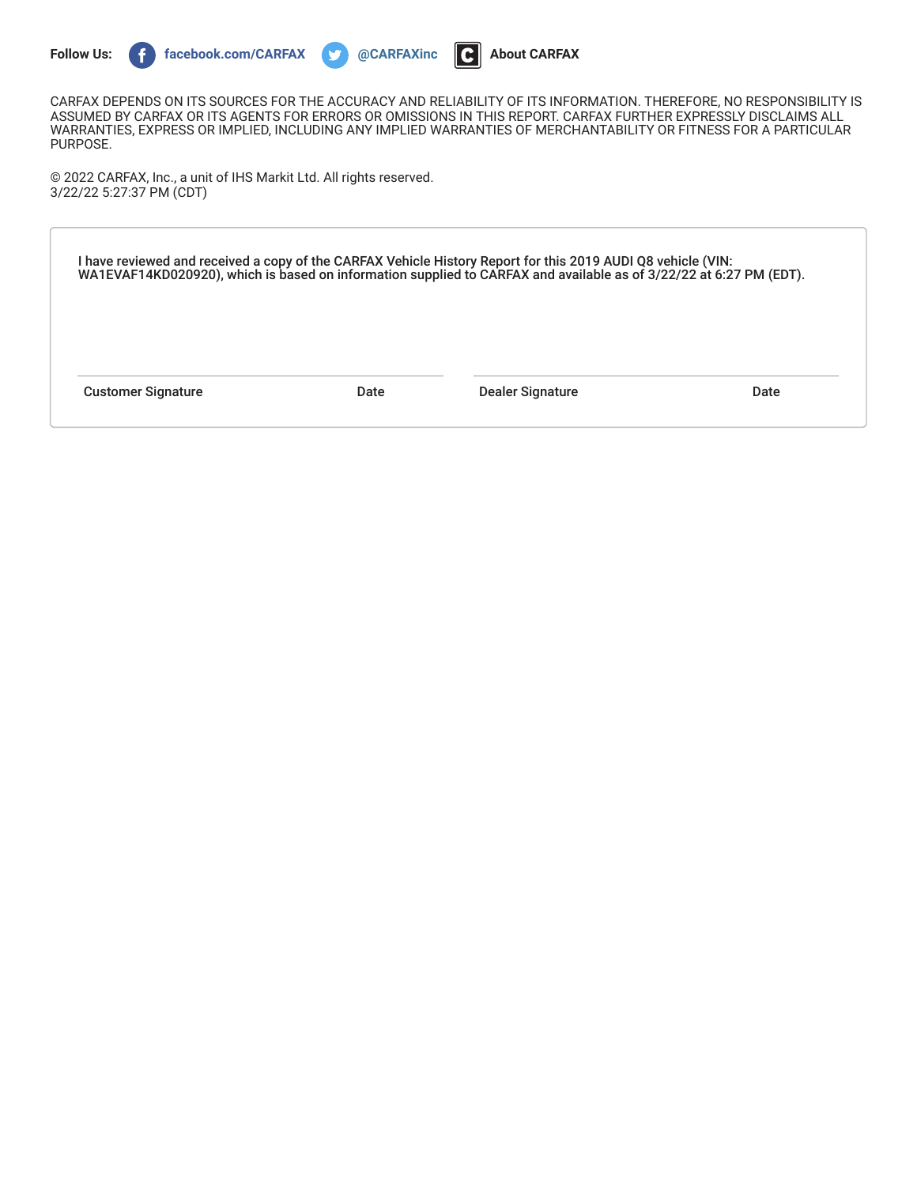**Follow Us:** facebook.com/CARFAX @CARFAXinc **About CARFAX**

CARFAX DEPENDS ON ITS SOURCES FOR THE ACCURACY AND RELIABILITY OF ITS INFORMATION. THEREFORE, NO RESPONSIBILITY IS ASSUMED BY CARFAX OR ITS AGENTS FOR ERRORS OR OMISSIONS IN THIS REPORT. CARFAX FURTHER EXPRESSLY DISCLAIMS ALL WARRANTIES, EXPRESS OR IMPLIED, INCLUDING ANY IMPLIED WARRANTIES OF MERCHANTABILITY OR FITNESS FOR A PARTICULAR PURPOSE.

© 2022 CARFAX, Inc., a unit of IHS Markit Ltd. All rights reserved.
3/22/22 5:27:37 PM (CDT)

**I have reviewed and received a copy of the CARFAX Vehicle History Report for this 2019 AUDI Q8 vehicle (VIN: WA1EVAF14KD020920), which is based on information supplied to CARFAX and available as of 3/22/22 at 6:27 PM (EDT).**

| | | | |
|---|---|---|---|
| **Customer Signature** | **Date** | **Dealer Signature** | **Date** |